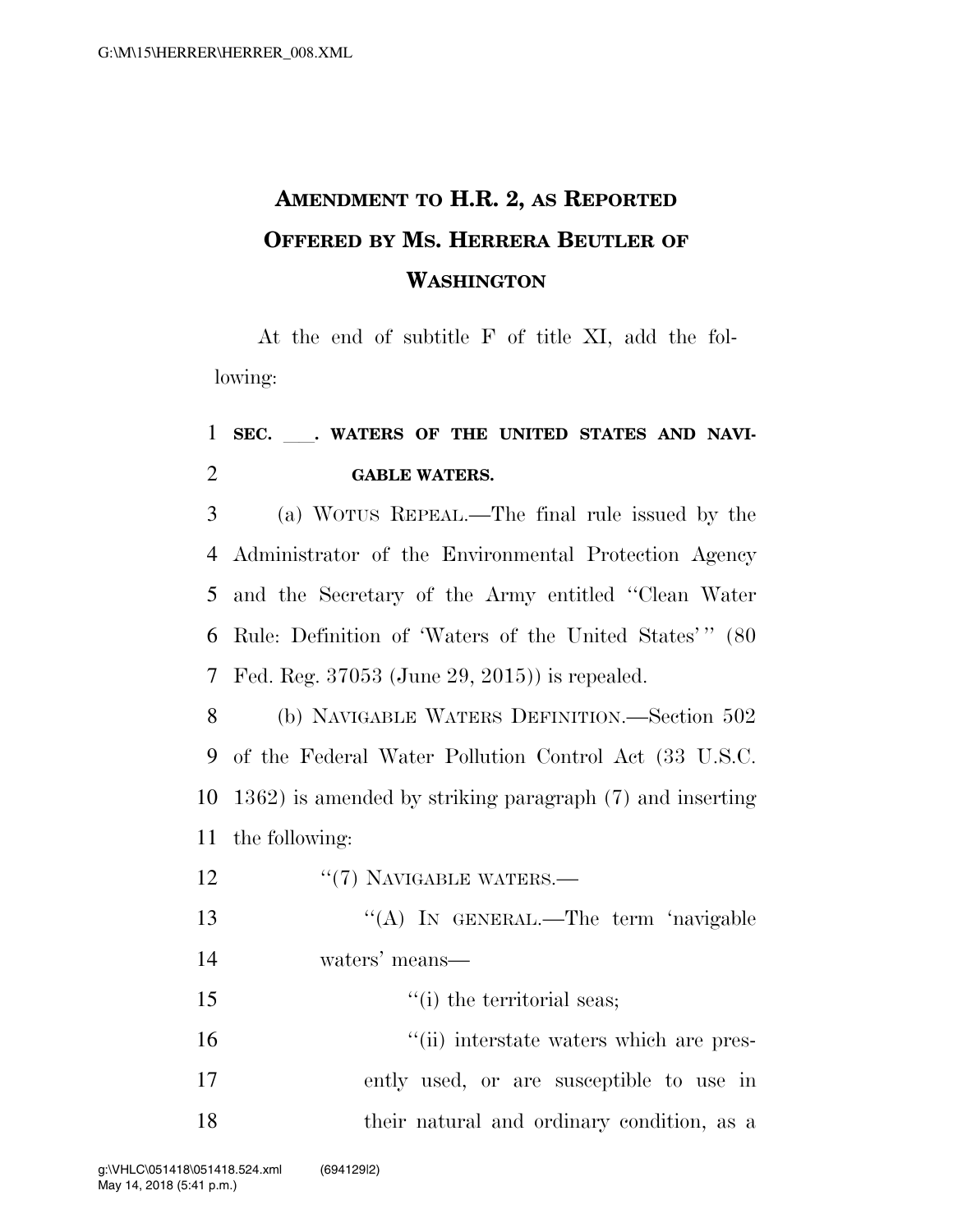# AMENDMENT TO H.R. 2, AS REPORTED OFFERED BY MS. HERRERA BEUTLER OF WASHINGTON

At the end of subtitle F of title XI, add the following:

**SEC. \_\_\_\_. WATERS OF THE UNITED STATES AND NAVIGABLE WATERS.**

(a) WOTUS REPEAL.—The final rule issued by the Administrator of the Environmental Protection Agency and the Secretary of the Army entitled ''Clean Water Rule: Definition of 'Waters of the United States' '' (80 Fed. Reg. 37053 (June 29, 2015)) is repealed.

(b) NAVIGABLE WATERS DEFINITION.—Section 502 of the Federal Water Pollution Control Act (33 U.S.C. 1362) is amended by striking paragraph (7) and inserting the following:

''(7) NAVIGABLE WATERS.—

''(A) IN GENERAL.—The term 'navigable waters' means—

''(i) the territorial seas;

''(ii) interstate waters which are presently used, or are susceptible to use in their natural and ordinary condition, as a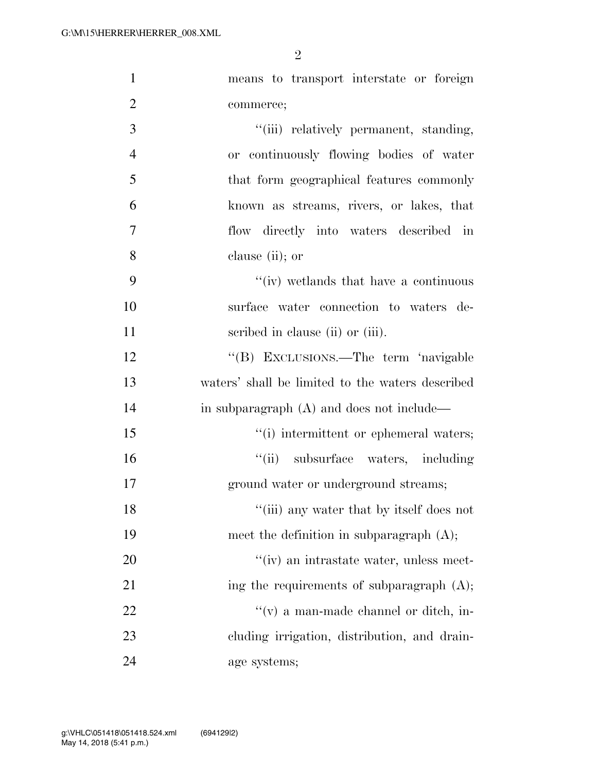means to transport interstate or foreign commerce;

"(iii) relatively permanent, standing, or continuously flowing bodies of water that form geographical features commonly known as streams, rivers, or lakes, that flow directly into waters described in clause (ii); or

"(iv) wetlands that have a continuous surface water connection to waters described in clause (ii) or (iii).

"(B) EXCLUSIONS.—The term 'navigable waters' shall be limited to the waters described in subparagraph (A) and does not include—

"(i) intermittent or ephemeral waters;

"(ii) subsurface waters, including ground water or underground streams;

"(iii) any water that by itself does not meet the definition in subparagraph (A);

"(iv) an intrastate water, unless meeting the requirements of subparagraph (A);

"(v) a man-made channel or ditch, including irrigation, distribution, and drainage systems;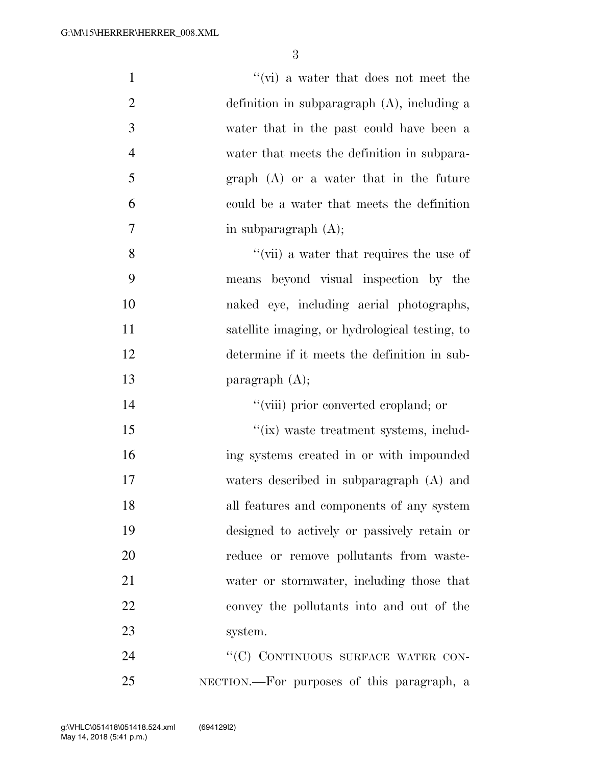"(vi) a water that does not meet the definition in subparagraph (A), including a water that in the past could have been a water that meets the definition in subparagraph (A) or a water that in the future could be a water that meets the definition in subparagraph (A);

"(vii) a water that requires the use of means beyond visual inspection by the naked eye, including aerial photographs, satellite imaging, or hydrological testing, to determine if it meets the definition in subparagraph (A);

"(viii) prior converted cropland; or

"(ix) waste treatment systems, including systems created in or with impounded waters described in subparagraph (A) and all features and components of any system designed to actively or passively retain or reduce or remove pollutants from wastewater or stormwater, including those that convey the pollutants into and out of the system.

"(C) CONTINUOUS SURFACE WATER CONNECTION.—For purposes of this paragraph, a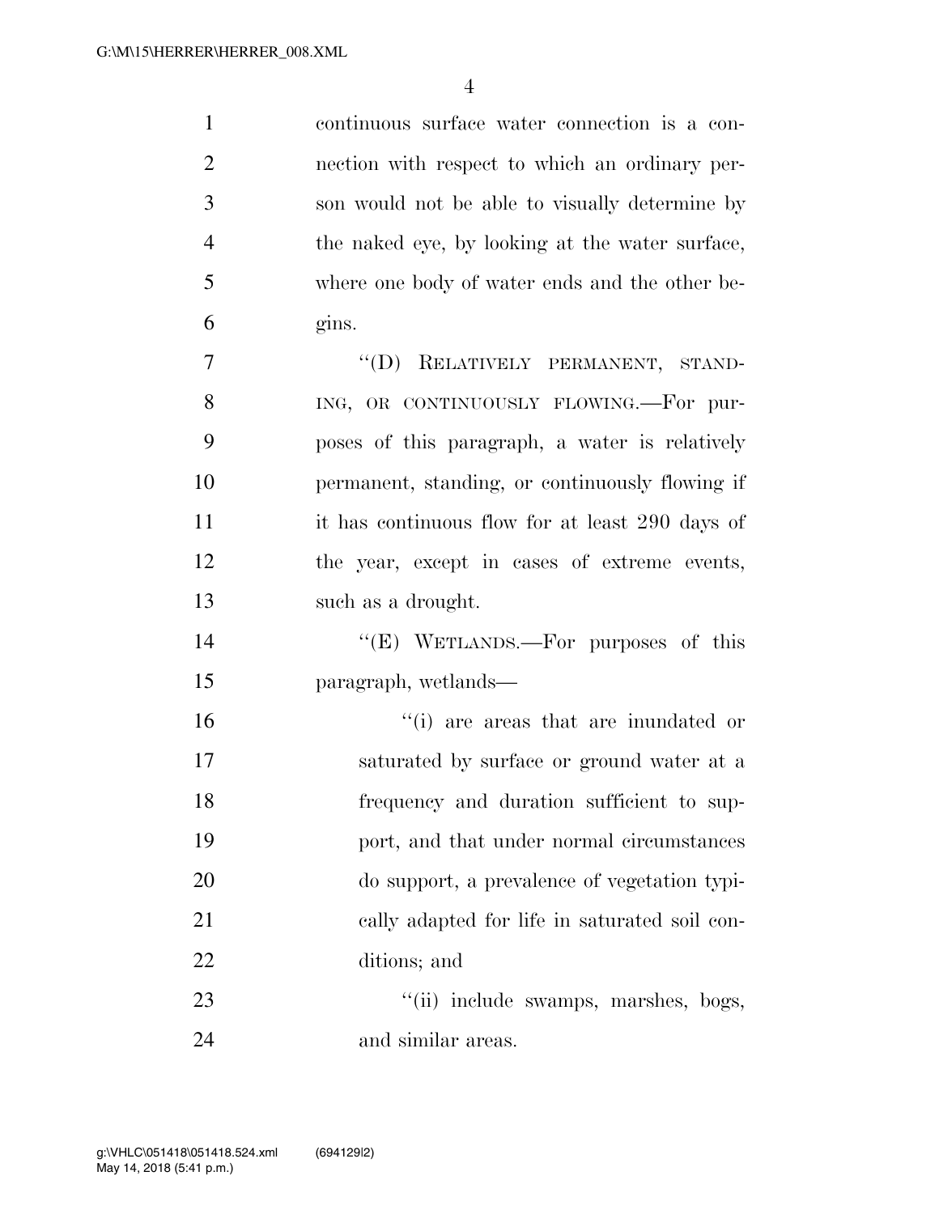continuous surface water connection is a connection with respect to which an ordinary person would not be able to visually determine by the naked eye, by looking at the water surface, where one body of water ends and the other begins.

"(D) RELATIVELY PERMANENT, STANDING, OR CONTINUOUSLY FLOWING.—For purposes of this paragraph, a water is relatively permanent, standing, or continuously flowing if it has continuous flow for at least 290 days of the year, except in cases of extreme events, such as a drought.

"(E) WETLANDS.—For purposes of this paragraph, wetlands—

"(i) are areas that are inundated or saturated by surface or ground water at a frequency and duration sufficient to support, and that under normal circumstances do support, a prevalence of vegetation typically adapted for life in saturated soil conditions; and

"(ii) include swamps, marshes, bogs, and similar areas.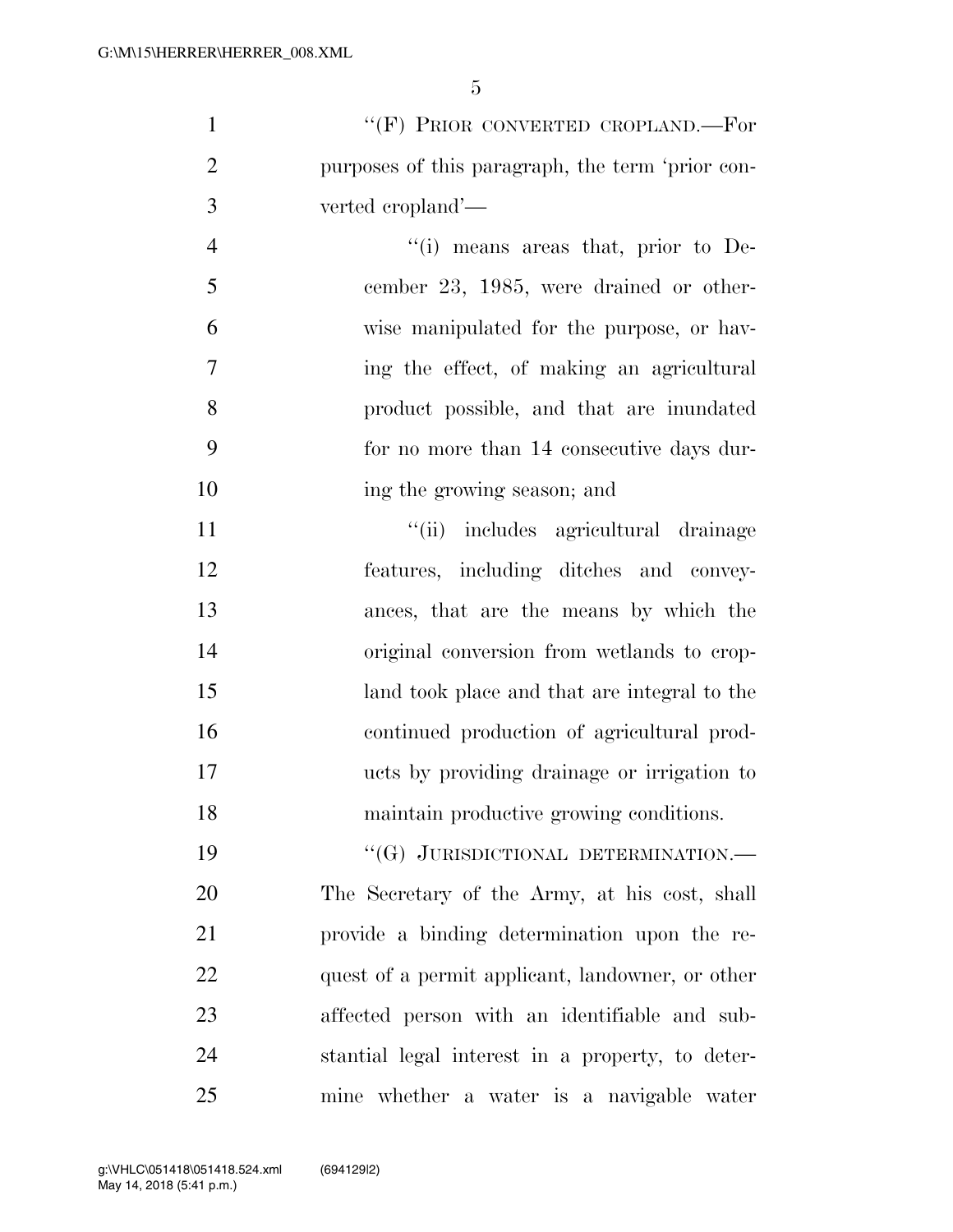"(F) PRIOR CONVERTED CROPLAND.—For purposes of this paragraph, the term 'prior converted cropland'—

"(i) means areas that, prior to December 23, 1985, were drained or otherwise manipulated for the purpose, or having the effect, of making an agricultural product possible, and that are inundated for no more than 14 consecutive days during the growing season; and

"(ii) includes agricultural drainage features, including ditches and conveyances, that are the means by which the original conversion from wetlands to cropland took place and that are integral to the continued production of agricultural products by providing drainage or irrigation to maintain productive growing conditions.

"(G) JURISDICTIONAL DETERMINATION.—The Secretary of the Army, at his cost, shall provide a binding determination upon the request of a permit applicant, landowner, or other affected person with an identifiable and substantial legal interest in a property, to determine whether a water is a navigable water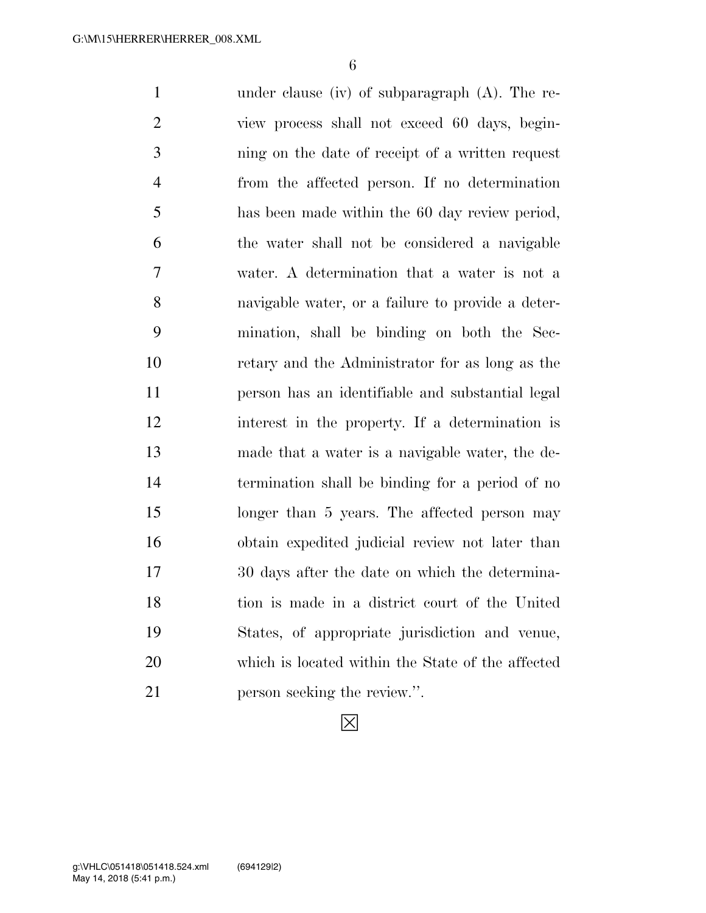under clause (iv) of subparagraph (A). The review process shall not exceed 60 days, beginning on the date of receipt of a written request from the affected person. If no determination has been made within the 60 day review period, the water shall not be considered a navigable water. A determination that a water is not a navigable water, or a failure to provide a determination, shall be binding on both the Secretary and the Administrator for as long as the person has an identifiable and substantial legal interest in the property. If a determination is made that a water is a navigable water, the determination shall be binding for a period of no longer than 5 years. The affected person may obtain expedited judicial review not later than 30 days after the date on which the determination is made in a district court of the United States, of appropriate jurisdiction and venue, which is located within the State of the affected person seeking the review.''.